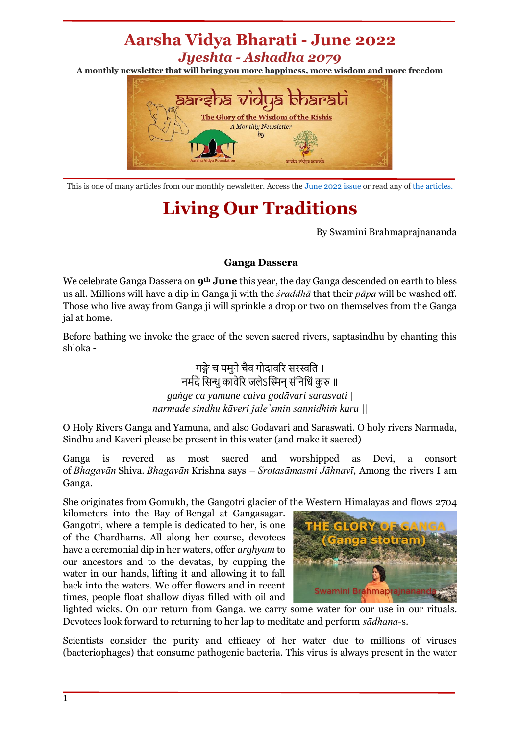# Aarsha Vidya Bharati - June 2022

## *Jyeshta - Ashadha 2079*

**A monthly newsletter that will bring you more happiness, more wisdom and more freedom**

This is one of many articles from our monthly newsletter. Access the June 2022 issue or read any of the articles.

# Living Our Traditions

By Swamini Brahmaprajnananda

### Ganga Dassera

We celebrate Ganga Dassera on **9th June** this year, the day Ganga descended on earth to bless us all. Millions will have a dip in Ganga ji with the *śraddhā* that their *pāpa* will be washed off. Those who live away from Ganga ji will sprinkle a drop or two on themselves from the Ganga jal at home.

Before bathing we invoke the grace of the seven sacred rivers, saptasindhu by chanting this shloka -

गङ्गे च यमुने चैव गोदावरि सरस्वति ।
नर्मदे सिन्धु कावेरि जलेऽस्मिन् संनिधिं कुरु ॥
*gaṅge ca yamune caiva godāvari sarasvati |*
*narmade sindhu kāveri jale`smin sannidhiṁ kuru ||*

O Holy Rivers Ganga and Yamuna, and also Godavari and Saraswati. O holy rivers Narmada, Sindhu and Kaveri please be present in this water (and make it sacred)

Ganga is revered as most sacred and worshipped as Devi, a consort of *Bhagavān* Shiva. *Bhagavān* Krishna says – *Srotasāmasmi Jāhnavī*, Among the rivers I am Ganga.

She originates from Gomukh, the Gangotri glacier of the Western Himalayas and flows 2704 kilometers into the Bay of Bengal at Gangasagar. Gangotri, where a temple is dedicated to her, is one of the Chardhams. All along her course, devotees have a ceremonial dip in her waters, offer *arghyam* to our ancestors and to the devatas, by cupping the water in our hands, lifting it and allowing it to fall back into the waters. We offer flowers and in recent times, people float shallow diyas filled with oil and lighted wicks. On our return from Ganga, we carry some water for our use in our rituals. Devotees look forward to returning to her lap to meditate and perform *sādhana*-s.

Scientists consider the purity and efficacy of her water due to millions of viruses (bacteriophages) that consume pathogenic bacteria. This virus is always present in the water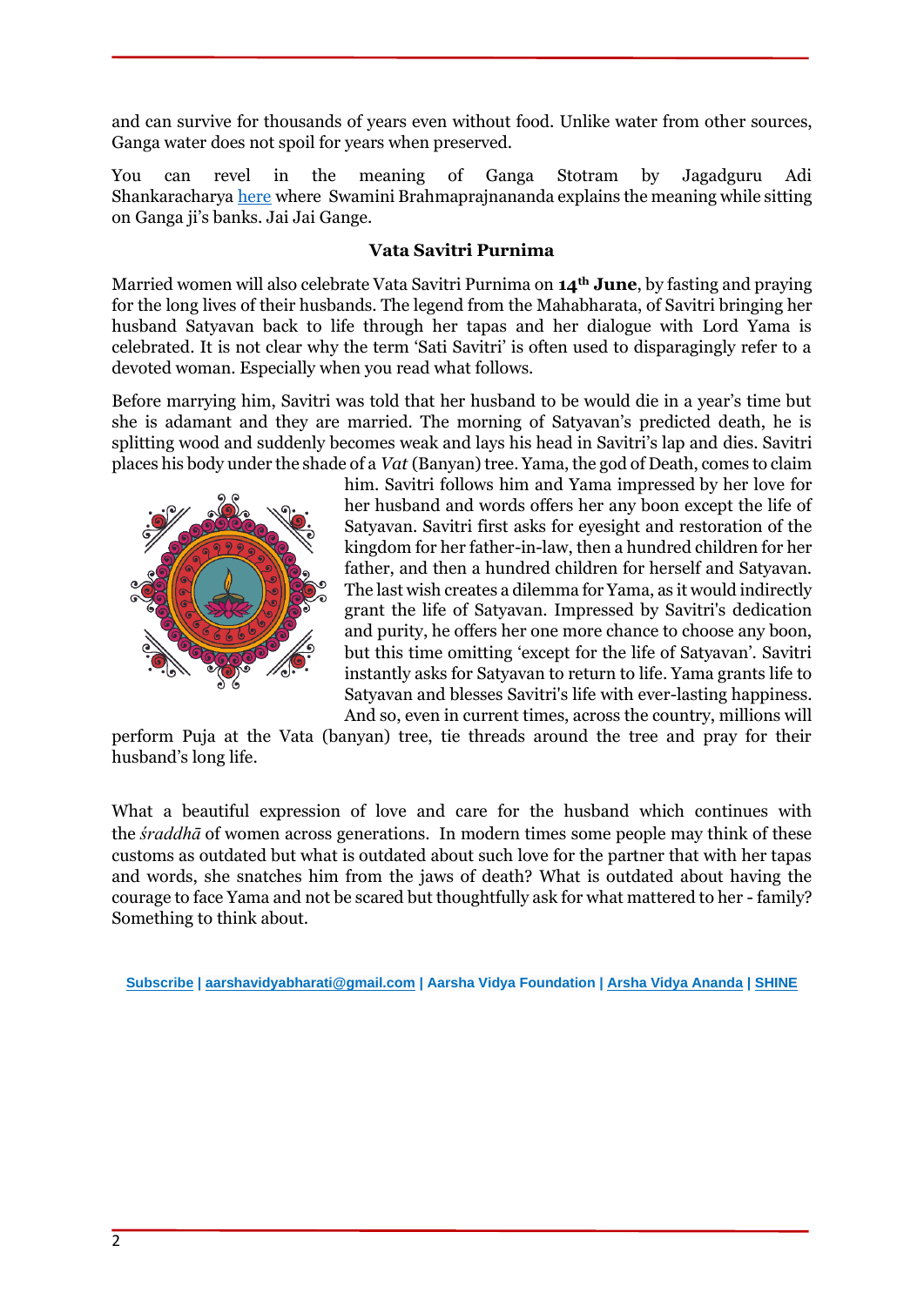and can survive for thousands of years even without food. Unlike water from other sources, Ganga water does not spoil for years when preserved.

You can revel in the meaning of Ganga Stotram by Jagadguru Adi Shankaracharya [here](#) where Swamini Brahmaprajnananda explains the meaning while sitting on Ganga ji's banks. Jai Jai Gange.

### Vata Savitri Purnima

Married women will also celebrate Vata Savitri Purnima on **14th June**, by fasting and praying for the long lives of their husbands. The legend from the Mahabharata, of Savitri bringing her husband Satyavan back to life through her tapas and her dialogue with Lord Yama is celebrated. It is not clear why the term 'Sati Savitri' is often used to disparagingly refer to a devoted woman. Especially when you read what follows.

Before marrying him, Savitri was told that her husband to be would die in a year's time but she is adamant and they are married. The morning of Satyavan's predicted death, he is splitting wood and suddenly becomes weak and lays his head in Savitri's lap and dies. Savitri places his body under the shade of a *Vat* (Banyan) tree. Yama, the god of Death, comes to claim him. Savitri follows him and Yama impressed by her love for her husband and words offers her any boon except the life of Satyavan. Savitri first asks for eyesight and restoration of the kingdom for her father-in-law, then a hundred children for her father, and then a hundred children for herself and Satyavan. The last wish creates a dilemma for Yama, as it would indirectly grant the life of Satyavan. Impressed by Savitri's dedication and purity, he offers her one more chance to choose any boon, but this time omitting 'except for the life of Satyavan'. Savitri instantly asks for Satyavan to return to life. Yama grants life to Satyavan and blesses Savitri's life with ever-lasting happiness. And so, even in current times, across the country, millions will perform Puja at the Vata (banyan) tree, tie threads around the tree and pray for their husband's long life.

What a beautiful expression of love and care for the husband which continues with the *śraddhā* of women across generations. In modern times some people may think of these customs as outdated but what is outdated about such love for the partner that with her tapas and words, she snatches him from the jaws of death? What is outdated about having the courage to face Yama and not be scared but thoughtfully ask for what mattered to her - family? Something to think about.

**[Subscribe](#) | [aarshavidyabharati@gmail.com](mailto:aarshavidyabharati@gmail.com) | Aarsha Vidya Foundation | [Arsha Vidya Ananda](#) | [SHINE](#)**